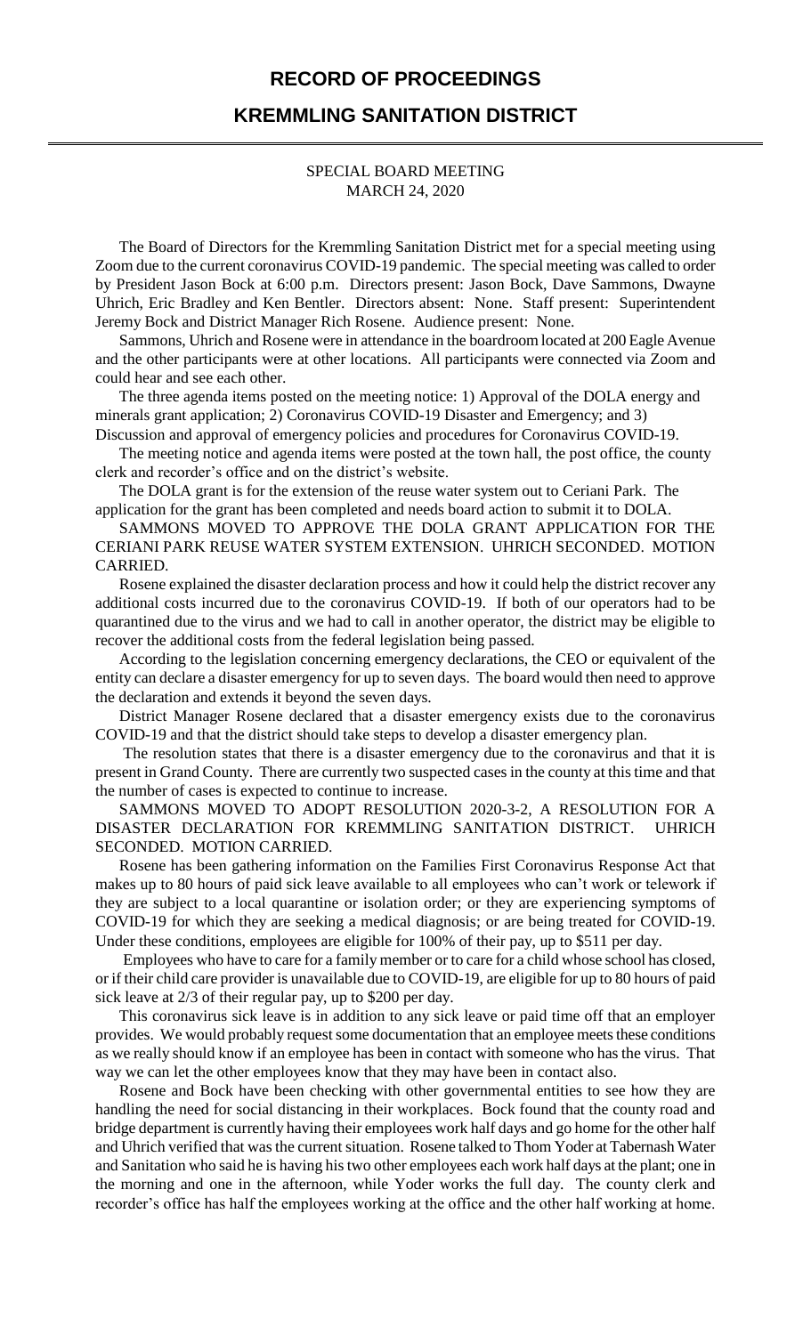# RECORD OF PROCEEDINGS

## KREMMLING SANITATION DISTRICT

SPECIAL BOARD MEETING
MARCH 24, 2020

The Board of Directors for the Kremmling Sanitation District met for a special meeting using Zoom due to the current coronavirus COVID-19 pandemic. The special meeting was called to order by President Jason Bock at 6:00 p.m. Directors present: Jason Bock, Dave Sammons, Dwayne Uhrich, Eric Bradley and Ken Bentler. Directors absent: None. Staff present: Superintendent Jeremy Bock and District Manager Rich Rosene. Audience present: None.

Sammons, Uhrich and Rosene were in attendance in the boardroom located at 200 Eagle Avenue and the other participants were at other locations. All participants were connected via Zoom and could hear and see each other.

The three agenda items posted on the meeting notice: 1) Approval of the DOLA energy and minerals grant application; 2) Coronavirus COVID-19 Disaster and Emergency; and 3) Discussion and approval of emergency policies and procedures for Coronavirus COVID-19.

The meeting notice and agenda items were posted at the town hall, the post office, the county clerk and recorder's office and on the district's website.

The DOLA grant is for the extension of the reuse water system out to Ceriani Park. The application for the grant has been completed and needs board action to submit it to DOLA.

SAMMONS MOVED TO APPROVE THE DOLA GRANT APPLICATION FOR THE CERIANI PARK REUSE WATER SYSTEM EXTENSION. UHRICH SECONDED. MOTION CARRIED.

Rosene explained the disaster declaration process and how it could help the district recover any additional costs incurred due to the coronavirus COVID-19. If both of our operators had to be quarantined due to the virus and we had to call in another operator, the district may be eligible to recover the additional costs from the federal legislation being passed.

According to the legislation concerning emergency declarations, the CEO or equivalent of the entity can declare a disaster emergency for up to seven days. The board would then need to approve the declaration and extends it beyond the seven days.

District Manager Rosene declared that a disaster emergency exists due to the coronavirus COVID-19 and that the district should take steps to develop a disaster emergency plan.

The resolution states that there is a disaster emergency due to the coronavirus and that it is present in Grand County. There are currently two suspected cases in the county at this time and that the number of cases is expected to continue to increase.

SAMMONS MOVED TO ADOPT RESOLUTION 2020-3-2, A RESOLUTION FOR A DISASTER DECLARATION FOR KREMMLING SANITATION DISTRICT. UHRICH SECONDED. MOTION CARRIED.

Rosene has been gathering information on the Families First Coronavirus Response Act that makes up to 80 hours of paid sick leave available to all employees who can't work or telework if they are subject to a local quarantine or isolation order; or they are experiencing symptoms of COVID-19 for which they are seeking a medical diagnosis; or are being treated for COVID-19. Under these conditions, employees are eligible for 100% of their pay, up to $511 per day.

Employees who have to care for a family member or to care for a child whose school has closed, or if their child care provider is unavailable due to COVID-19, are eligible for up to 80 hours of paid sick leave at 2/3 of their regular pay, up to $200 per day.

This coronavirus sick leave is in addition to any sick leave or paid time off that an employer provides. We would probably request some documentation that an employee meets these conditions as we really should know if an employee has been in contact with someone who has the virus. That way we can let the other employees know that they may have been in contact also.

Rosene and Bock have been checking with other governmental entities to see how they are handling the need for social distancing in their workplaces. Bock found that the county road and bridge department is currently having their employees work half days and go home for the other half and Uhrich verified that was the current situation. Rosene talked to Thom Yoder at Tabernash Water and Sanitation who said he is having his two other employees each work half days at the plant; one in the morning and one in the afternoon, while Yoder works the full day. The county clerk and recorder's office has half the employees working at the office and the other half working at home.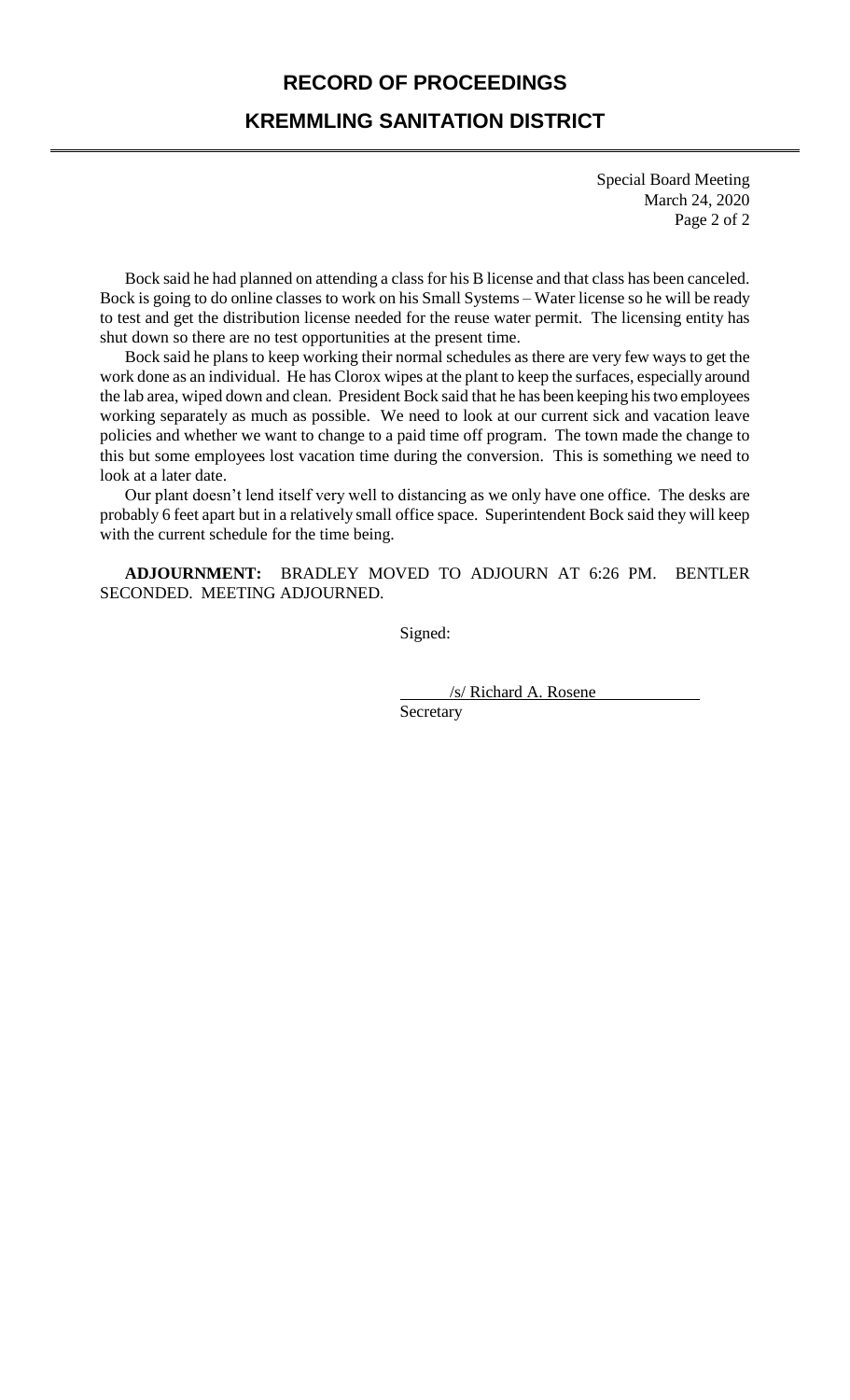Bock said he had planned on attending a class for his B license and that class has been canceled. Bock is going to do online classes to work on his Small Systems – Water license so he will be ready to test and get the distribution license needed for the reuse water permit. The licensing entity has shut down so there are no test opportunities at the present time.

Bock said he plans to keep working their normal schedules as there are very few ways to get the work done as an individual. He has Clorox wipes at the plant to keep the surfaces, especially around the lab area, wiped down and clean. President Bock said that he has been keeping his two employees working separately as much as possible. We need to look at our current sick and vacation leave policies and whether we want to change to a paid time off program. The town made the change to this but some employees lost vacation time during the conversion. This is something we need to look at a later date.

Our plant doesn't lend itself very well to distancing as we only have one office. The desks are probably 6 feet apart but in a relatively small office space. Superintendent Bock said they will keep with the current schedule for the time being.

**ADJOURNMENT:** BRADLEY MOVED TO ADJOURN AT 6:26 PM. BENTLER SECONDED. MEETING ADJOURNED.

Signed:

/s/ Richard A. Rosene

Secretary